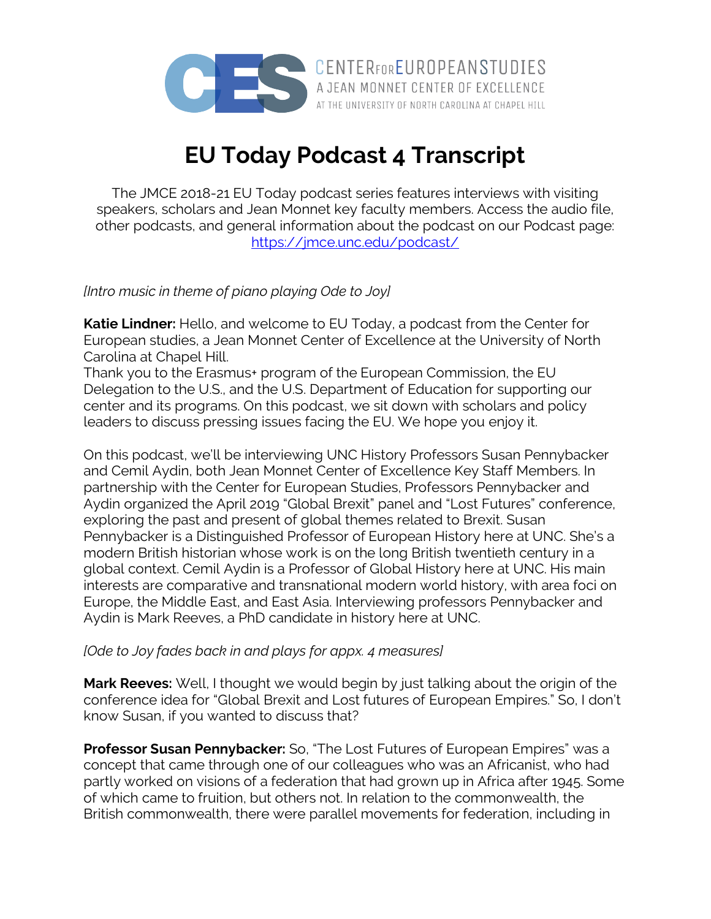CENTER FOR EUROPEAN STUDIES
A JEAN MONNET CENTER OF EXCELLENCE
AT THE UNIVERSITY OF NORTH CAROLINA AT CHAPEL HILL

# EU Today Podcast 4 Transcript

The JMCE 2018-21 EU Today podcast series features interviews with visiting speakers, scholars and Jean Monnet key faculty members. Access the audio file, other podcasts, and general information about the podcast on our Podcast page: https://jmce.unc.edu/podcast/

*[Intro music in theme of piano playing Ode to Joy]*

**Katie Lindner:** Hello, and welcome to EU Today, a podcast from the Center for European studies, a Jean Monnet Center of Excellence at the University of North Carolina at Chapel Hill.
Thank you to the Erasmus+ program of the European Commission, the EU Delegation to the U.S., and the U.S. Department of Education for supporting our center and its programs. On this podcast, we sit down with scholars and policy leaders to discuss pressing issues facing the EU. We hope you enjoy it.

On this podcast, we'll be interviewing UNC History Professors Susan Pennybacker and Cemil Aydin, both Jean Monnet Center of Excellence Key Staff Members. In partnership with the Center for European Studies, Professors Pennybacker and Aydin organized the April 2019 "Global Brexit" panel and "Lost Futures" conference, exploring the past and present of global themes related to Brexit. Susan Pennybacker is a Distinguished Professor of European History here at UNC. She's a modern British historian whose work is on the long British twentieth century in a global context. Cemil Aydin is a Professor of Global History here at UNC. His main interests are comparative and transnational modern world history, with area foci on Europe, the Middle East, and East Asia. Interviewing professors Pennybacker and Aydin is Mark Reeves, a PhD candidate in history here at UNC.

*[Ode to Joy fades back in and plays for appx. 4 measures]*

**Mark Reeves:** Well, I thought we would begin by just talking about the origin of the conference idea for "Global Brexit and Lost futures of European Empires." So, I don't know Susan, if you wanted to discuss that?

**Professor Susan Pennybacker:** So, "The Lost Futures of European Empires" was a concept that came through one of our colleagues who was an Africanist, who had partly worked on visions of a federation that had grown up in Africa after 1945. Some of which came to fruition, but others not. In relation to the commonwealth, the British commonwealth, there were parallel movements for federation, including in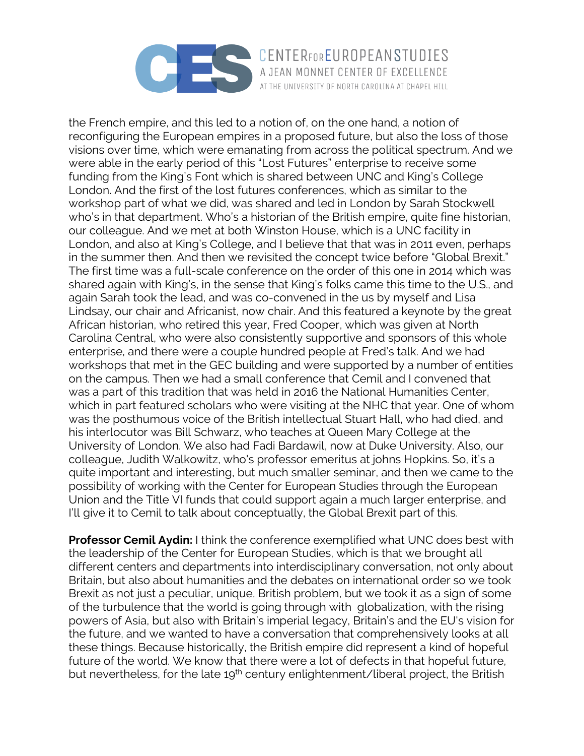the French empire, and this led to a notion of, on the one hand, a notion of reconfiguring the European empires in a proposed future, but also the loss of those visions over time, which were emanating from across the political spectrum. And we were able in the early period of this "Lost Futures" enterprise to receive some funding from the King's Font which is shared between UNC and King's College London. And the first of the lost futures conferences, which as similar to the workshop part of what we did, was shared and led in London by Sarah Stockwell who's in that department. Who's a historian of the British empire, quite fine historian, our colleague. And we met at both Winston House, which is a UNC facility in London, and also at King's College, and I believe that that was in 2011 even, perhaps in the summer then. And then we revisited the concept twice before "Global Brexit." The first time was a full-scale conference on the order of this one in 2014 which was shared again with King's, in the sense that King's folks came this time to the U.S., and again Sarah took the lead, and was co-convened in the us by myself and Lisa Lindsay, our chair and Africanist, now chair. And this featured a keynote by the great African historian, who retired this year, Fred Cooper, which was given at North Carolina Central, who were also consistently supportive and sponsors of this whole enterprise, and there were a couple hundred people at Fred's talk. And we had workshops that met in the GEC building and were supported by a number of entities on the campus. Then we had a small conference that Cemil and I convened that was a part of this tradition that was held in 2016 the National Humanities Center, which in part featured scholars who were visiting at the NHC that year. One of whom was the posthumous voice of the British intellectual Stuart Hall, who had died, and his interlocutor was Bill Schwarz, who teaches at Queen Mary College at the University of London. We also had Fadi Bardawil, now at Duke University. Also, our colleague, Judith Walkowitz, who's professor emeritus at johns Hopkins. So, it's a quite important and interesting, but much smaller seminar, and then we came to the possibility of working with the Center for European Studies through the European Union and the Title VI funds that could support again a much larger enterprise, and I'll give it to Cemil to talk about conceptually, the Global Brexit part of this.

**Professor Cemil Aydin:** I think the conference exemplified what UNC does best with the leadership of the Center for European Studies, which is that we brought all different centers and departments into interdisciplinary conversation, not only about Britain, but also about humanities and the debates on international order so we took Brexit as not just a peculiar, unique, British problem, but we took it as a sign of some of the turbulence that the world is going through with globalization, with the rising powers of Asia, but also with Britain's imperial legacy, Britain's and the EU's vision for the future, and we wanted to have a conversation that comprehensively looks at all these things. Because historically, the British empire did represent a kind of hopeful future of the world. We know that there were a lot of defects in that hopeful future, but nevertheless, for the late 19th century enlightenment/liberal project, the British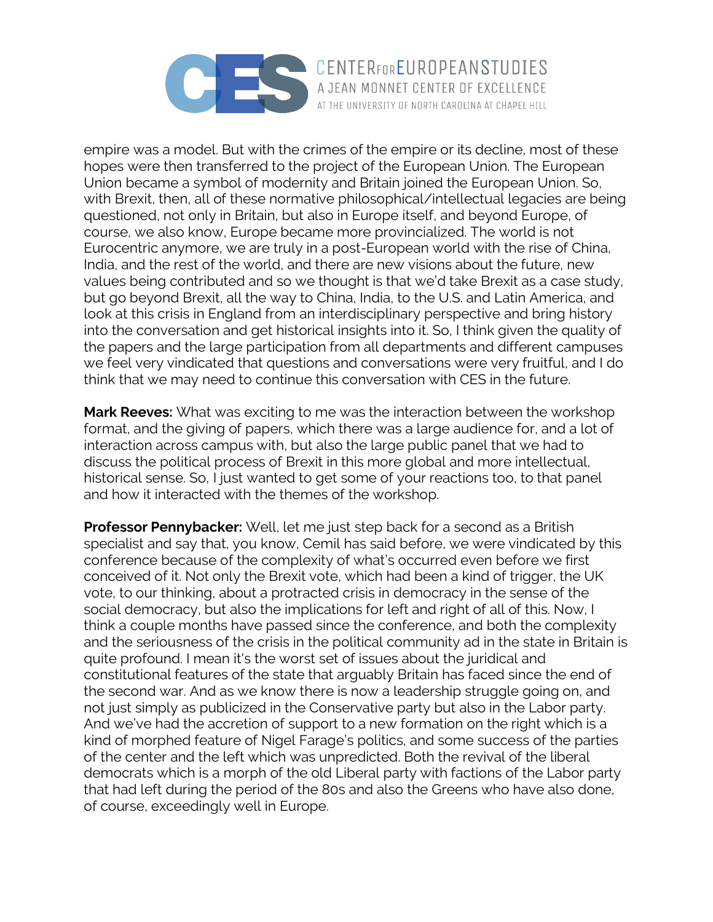empire was a model. But with the crimes of the empire or its decline, most of these hopes were then transferred to the project of the European Union. The European Union became a symbol of modernity and Britain joined the European Union. So, with Brexit, then, all of these normative philosophical/intellectual legacies are being questioned, not only in Britain, but also in Europe itself, and beyond Europe, of course, we also know, Europe became more provincialized. The world is not Eurocentric anymore, we are truly in a post-European world with the rise of China, India, and the rest of the world, and there are new visions about the future, new values being contributed and so we thought is that we'd take Brexit as a case study, but go beyond Brexit, all the way to China, India, to the U.S. and Latin America, and look at this crisis in England from an interdisciplinary perspective and bring history into the conversation and get historical insights into it. So, I think given the quality of the papers and the large participation from all departments and different campuses we feel very vindicated that questions and conversations were very fruitful, and I do think that we may need to continue this conversation with CES in the future.

**Mark Reeves:** What was exciting to me was the interaction between the workshop format, and the giving of papers, which there was a large audience for, and a lot of interaction across campus with, but also the large public panel that we had to discuss the political process of Brexit in this more global and more intellectual, historical sense. So, I just wanted to get some of your reactions too, to that panel and how it interacted with the themes of the workshop.

**Professor Pennybacker:** Well, let me just step back for a second as a British specialist and say that, you know, Cemil has said before, we were vindicated by this conference because of the complexity of what's occurred even before we first conceived of it. Not only the Brexit vote, which had been a kind of trigger, the UK vote, to our thinking, about a protracted crisis in democracy in the sense of the social democracy, but also the implications for left and right of all of this. Now, I think a couple months have passed since the conference, and both the complexity and the seriousness of the crisis in the political community ad in the state in Britain is quite profound. I mean it's the worst set of issues about the juridical and constitutional features of the state that arguably Britain has faced since the end of the second war. And as we know there is now a leadership struggle going on, and not just simply as publicized in the Conservative party but also in the Labor party. And we've had the accretion of support to a new formation on the right which is a kind of morphed feature of Nigel Farage's politics, and some success of the parties of the center and the left which was unpredicted. Both the revival of the liberal democrats which is a morph of the old Liberal party with factions of the Labor party that had left during the period of the 80s and also the Greens who have also done, of course, exceedingly well in Europe.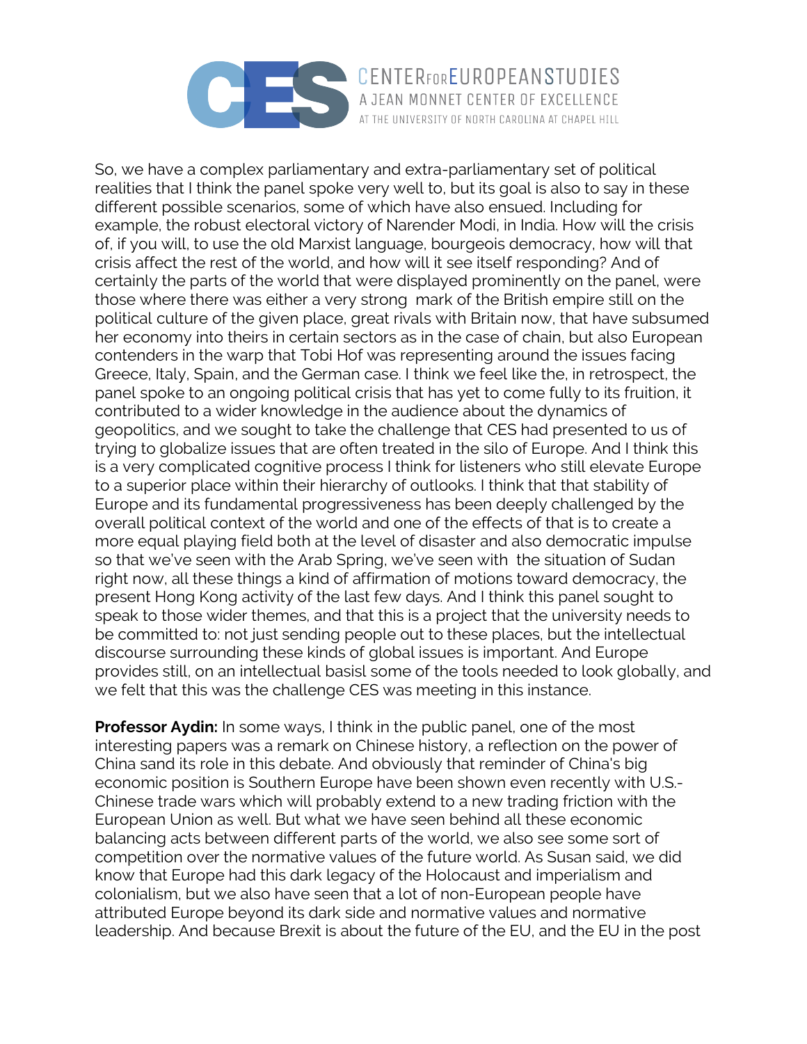So, we have a complex parliamentary and extra-parliamentary set of political realities that I think the panel spoke very well to, but its goal is also to say in these different possible scenarios, some of which have also ensued. Including for example, the robust electoral victory of Narender Modi, in India. How will the crisis of, if you will, to use the old Marxist language, bourgeois democracy, how will that crisis affect the rest of the world, and how will it see itself responding? And of certainly the parts of the world that were displayed prominently on the panel, were those where there was either a very strong mark of the British empire still on the political culture of the given place, great rivals with Britain now, that have subsumed her economy into theirs in certain sectors as in the case of chain, but also European contenders in the warp that Tobi Hof was representing around the issues facing Greece, Italy, Spain, and the German case. I think we feel like the, in retrospect, the panel spoke to an ongoing political crisis that has yet to come fully to its fruition, it contributed to a wider knowledge in the audience about the dynamics of geopolitics, and we sought to take the challenge that CES had presented to us of trying to globalize issues that are often treated in the silo of Europe. And I think this is a very complicated cognitive process I think for listeners who still elevate Europe to a superior place within their hierarchy of outlooks. I think that that stability of Europe and its fundamental progressiveness has been deeply challenged by the overall political context of the world and one of the effects of that is to create a more equal playing field both at the level of disaster and also democratic impulse so that we've seen with the Arab Spring, we've seen with the situation of Sudan right now, all these things a kind of affirmation of motions toward democracy, the present Hong Kong activity of the last few days. And I think this panel sought to speak to those wider themes, and that this is a project that the university needs to be committed to: not just sending people out to these places, but the intellectual discourse surrounding these kinds of global issues is important. And Europe provides still, on an intellectual basisl some of the tools needed to look globally, and we felt that this was the challenge CES was meeting in this instance.

**Professor Aydin:** In some ways, I think in the public panel, one of the most interesting papers was a remark on Chinese history, a reflection on the power of China sand its role in this debate. And obviously that reminder of China's big economic position is Southern Europe have been shown even recently with U.S.-Chinese trade wars which will probably extend to a new trading friction with the European Union as well. But what we have seen behind all these economic balancing acts between different parts of the world, we also see some sort of competition over the normative values of the future world. As Susan said, we did know that Europe had this dark legacy of the Holocaust and imperialism and colonialism, but we also have seen that a lot of non-European people have attributed Europe beyond its dark side and normative values and normative leadership. And because Brexit is about the future of the EU, and the EU in the post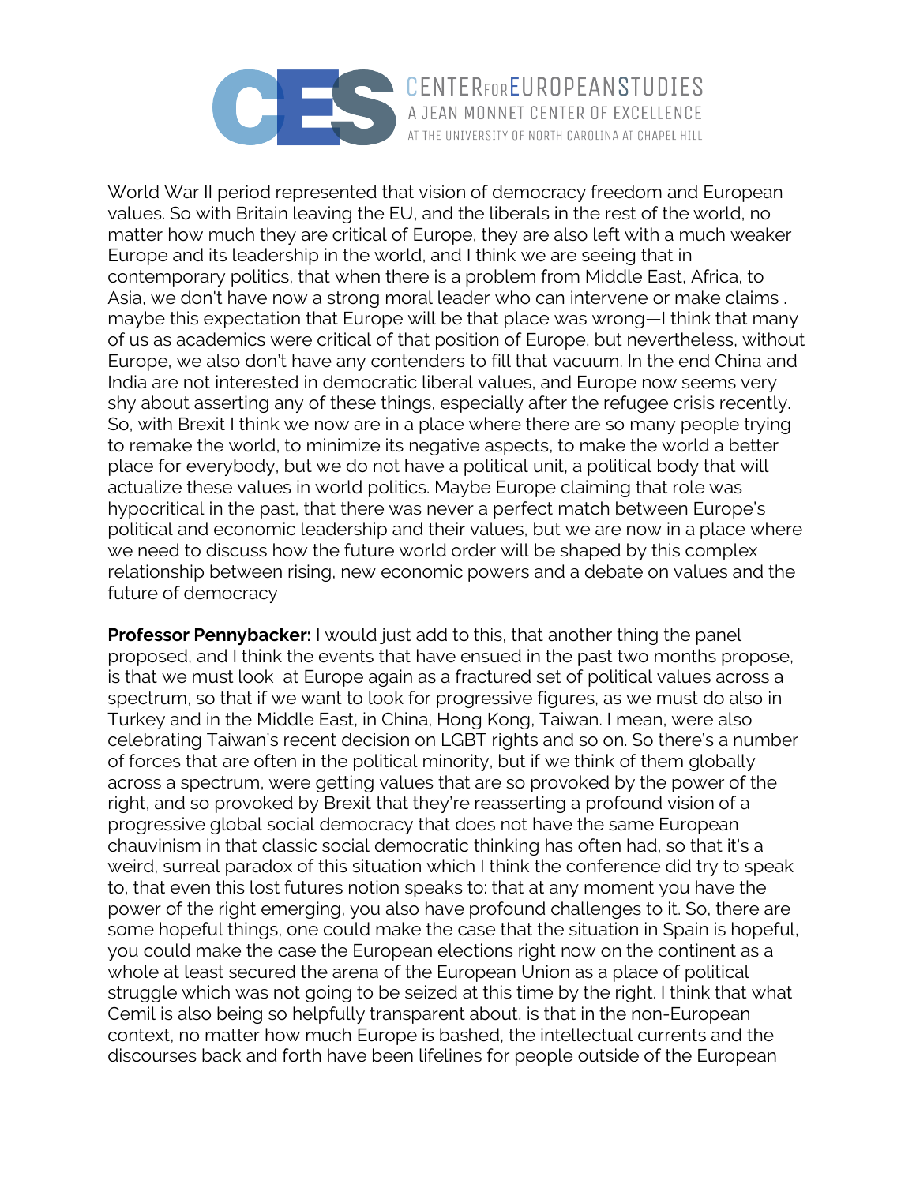World War II period represented that vision of democracy freedom and European values. So with Britain leaving the EU, and the liberals in the rest of the world, no matter how much they are critical of Europe, they are also left with a much weaker Europe and its leadership in the world, and I think we are seeing that in contemporary politics, that when there is a problem from Middle East, Africa, to Asia, we don't have now a strong moral leader who can intervene or make claims . maybe this expectation that Europe will be that place was wrong—I think that many of us as academics were critical of that position of Europe, but nevertheless, without Europe, we also don't have any contenders to fill that vacuum. In the end China and India are not interested in democratic liberal values, and Europe now seems very shy about asserting any of these things, especially after the refugee crisis recently. So, with Brexit I think we now are in a place where there are so many people trying to remake the world, to minimize its negative aspects, to make the world a better place for everybody, but we do not have a political unit, a political body that will actualize these values in world politics. Maybe Europe claiming that role was hypocritical in the past, that there was never a perfect match between Europe's political and economic leadership and their values, but we are now in a place where we need to discuss how the future world order will be shaped by this complex relationship between rising, new economic powers and a debate on values and the future of democracy

**Professor Pennybacker:** I would just add to this, that another thing the panel proposed, and I think the events that have ensued in the past two months propose, is that we must look at Europe again as a fractured set of political values across a spectrum, so that if we want to look for progressive figures, as we must do also in Turkey and in the Middle East, in China, Hong Kong, Taiwan. I mean, were also celebrating Taiwan's recent decision on LGBT rights and so on. So there's a number of forces that are often in the political minority, but if we think of them globally across a spectrum, were getting values that are so provoked by the power of the right, and so provoked by Brexit that they're reasserting a profound vision of a progressive global social democracy that does not have the same European chauvinism in that classic social democratic thinking has often had, so that it's a weird, surreal paradox of this situation which I think the conference did try to speak to, that even this lost futures notion speaks to: that at any moment you have the power of the right emerging, you also have profound challenges to it. So, there are some hopeful things, one could make the case that the situation in Spain is hopeful, you could make the case the European elections right now on the continent as a whole at least secured the arena of the European Union as a place of political struggle which was not going to be seized at this time by the right. I think that what Cemil is also being so helpfully transparent about, is that in the non-European context, no matter how much Europe is bashed, the intellectual currents and the discourses back and forth have been lifelines for people outside of the European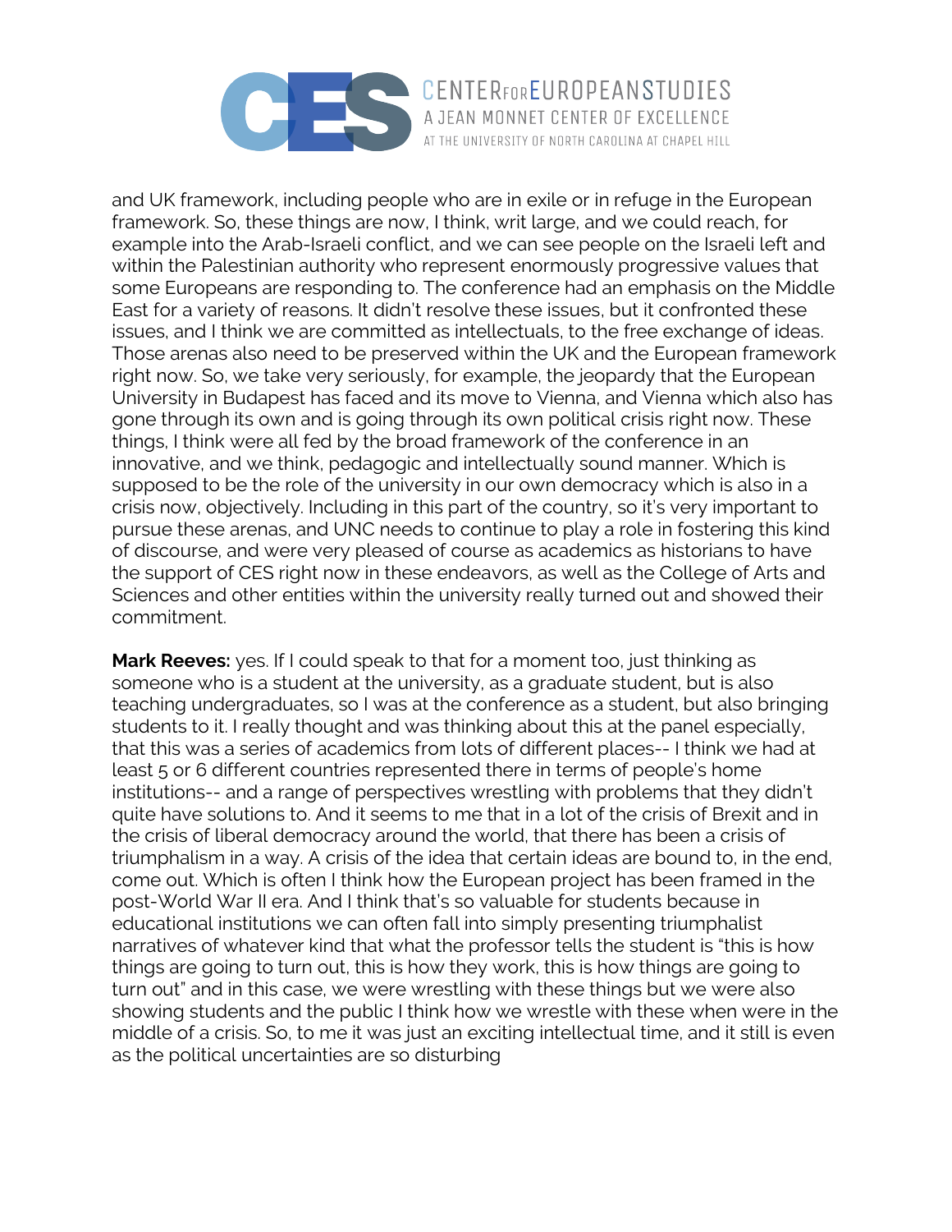and UK framework, including people who are in exile or in refuge in the European framework. So, these things are now, I think, writ large, and we could reach, for example into the Arab-Israeli conflict, and we can see people on the Israeli left and within the Palestinian authority who represent enormously progressive values that some Europeans are responding to. The conference had an emphasis on the Middle East for a variety of reasons. It didn't resolve these issues, but it confronted these issues, and I think we are committed as intellectuals, to the free exchange of ideas. Those arenas also need to be preserved within the UK and the European framework right now. So, we take very seriously, for example, the jeopardy that the European University in Budapest has faced and its move to Vienna, and Vienna which also has gone through its own and is going through its own political crisis right now. These things, I think were all fed by the broad framework of the conference in an innovative, and we think, pedagogic and intellectually sound manner. Which is supposed to be the role of the university in our own democracy which is also in a crisis now, objectively. Including in this part of the country, so it's very important to pursue these arenas, and UNC needs to continue to play a role in fostering this kind of discourse, and were very pleased of course as academics as historians to have the support of CES right now in these endeavors, as well as the College of Arts and Sciences and other entities within the university really turned out and showed their commitment.

**Mark Reeves:** yes. If I could speak to that for a moment too, just thinking as someone who is a student at the university, as a graduate student, but is also teaching undergraduates, so I was at the conference as a student, but also bringing students to it. I really thought and was thinking about this at the panel especially, that this was a series of academics from lots of different places-- I think we had at least 5 or 6 different countries represented there in terms of people's home institutions-- and a range of perspectives wrestling with problems that they didn't quite have solutions to. And it seems to me that in a lot of the crisis of Brexit and in the crisis of liberal democracy around the world, that there has been a crisis of triumphalism in a way. A crisis of the idea that certain ideas are bound to, in the end, come out. Which is often I think how the European project has been framed in the post-World War II era. And I think that's so valuable for students because in educational institutions we can often fall into simply presenting triumphalist narratives of whatever kind that what the professor tells the student is "this is how things are going to turn out, this is how they work, this is how things are going to turn out" and in this case, we were wrestling with these things but we were also showing students and the public I think how we wrestle with these when were in the middle of a crisis. So, to me it was just an exciting intellectual time, and it still is even as the political uncertainties are so disturbing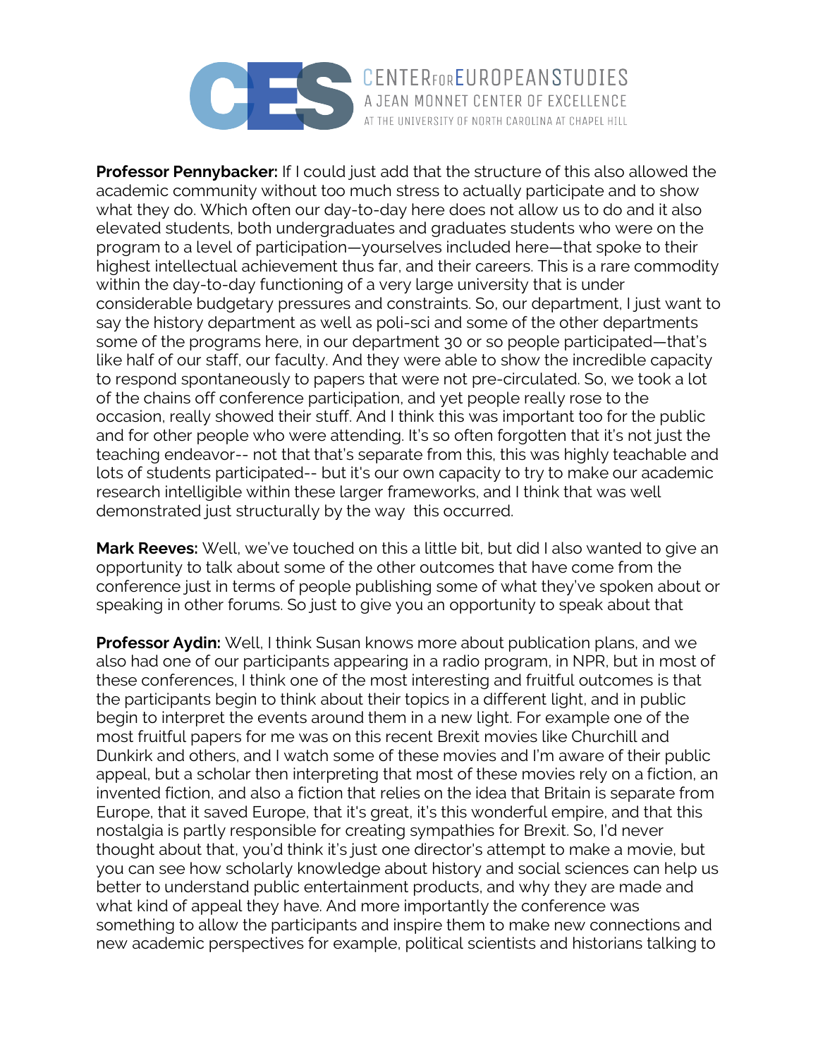**Professor Pennybacker:** If I could just add that the structure of this also allowed the academic community without too much stress to actually participate and to show what they do. Which often our day-to-day here does not allow us to do and it also elevated students, both undergraduates and graduates students who were on the program to a level of participation—yourselves included here—that spoke to their highest intellectual achievement thus far, and their careers. This is a rare commodity within the day-to-day functioning of a very large university that is under considerable budgetary pressures and constraints. So, our department, I just want to say the history department as well as poli-sci and some of the other departments some of the programs here, in our department 30 or so people participated—that's like half of our staff, our faculty. And they were able to show the incredible capacity to respond spontaneously to papers that were not pre-circulated. So, we took a lot of the chains off conference participation, and yet people really rose to the occasion, really showed their stuff. And I think this was important too for the public and for other people who were attending. It's so often forgotten that it's not just the teaching endeavor-- not that that's separate from this, this was highly teachable and lots of students participated-- but it's our own capacity to try to make our academic research intelligible within these larger frameworks, and I think that was well demonstrated just structurally by the way this occurred.

**Mark Reeves:** Well, we've touched on this a little bit, but did I also wanted to give an opportunity to talk about some of the other outcomes that have come from the conference just in terms of people publishing some of what they've spoken about or speaking in other forums. So just to give you an opportunity to speak about that

**Professor Aydin:** Well, I think Susan knows more about publication plans, and we also had one of our participants appearing in a radio program, in NPR, but in most of these conferences, I think one of the most interesting and fruitful outcomes is that the participants begin to think about their topics in a different light, and in public begin to interpret the events around them in a new light. For example one of the most fruitful papers for me was on this recent Brexit movies like Churchill and Dunkirk and others, and I watch some of these movies and I'm aware of their public appeal, but a scholar then interpreting that most of these movies rely on a fiction, an invented fiction, and also a fiction that relies on the idea that Britain is separate from Europe, that it saved Europe, that it's great, it's this wonderful empire, and that this nostalgia is partly responsible for creating sympathies for Brexit. So, I'd never thought about that, you'd think it's just one director's attempt to make a movie, but you can see how scholarly knowledge about history and social sciences can help us better to understand public entertainment products, and why they are made and what kind of appeal they have. And more importantly the conference was something to allow the participants and inspire them to make new connections and new academic perspectives for example, political scientists and historians talking to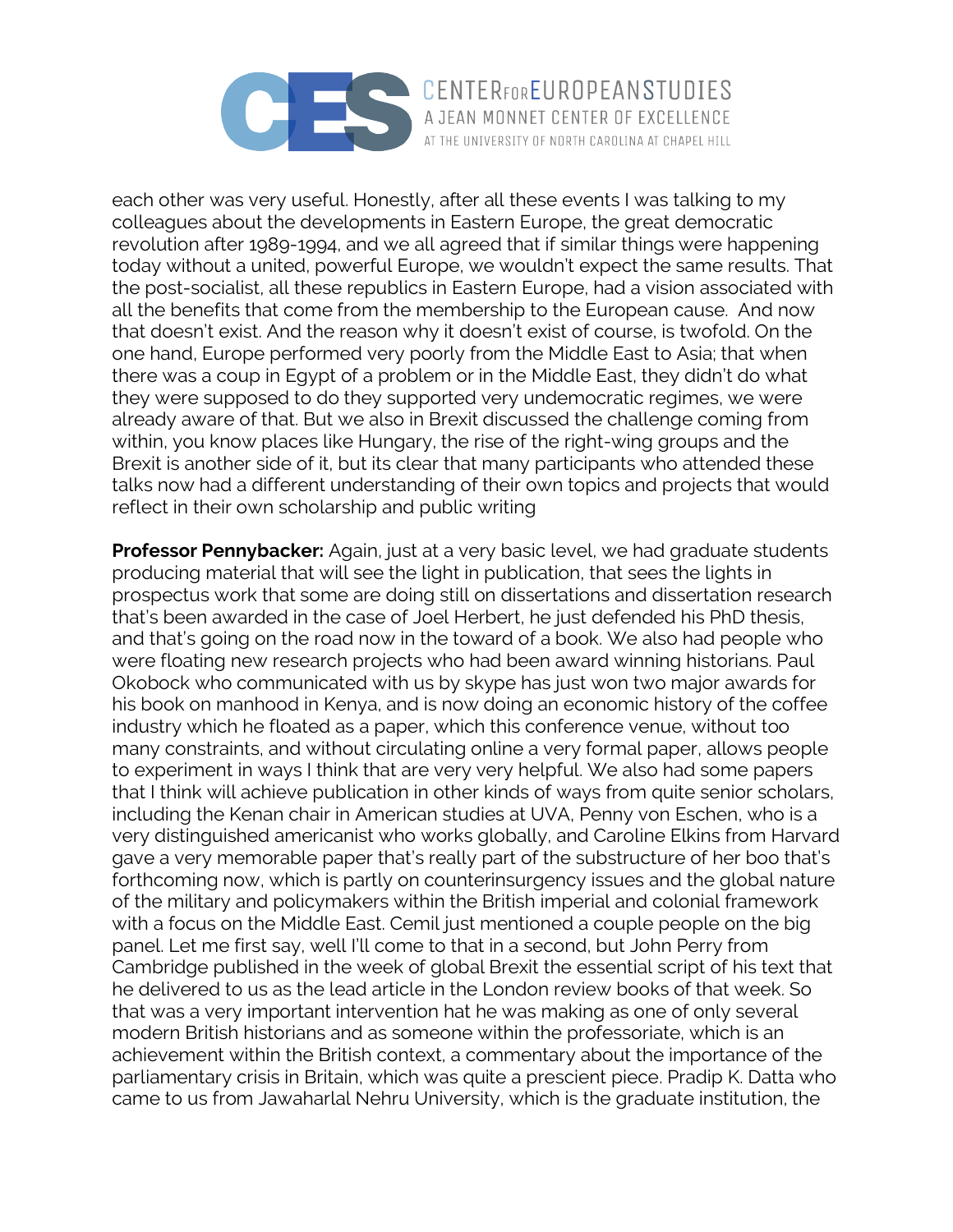each other was very useful. Honestly, after all these events I was talking to my colleagues about the developments in Eastern Europe, the great democratic revolution after 1989-1994, and we all agreed that if similar things were happening today without a united, powerful Europe, we wouldn't expect the same results. That the post-socialist, all these republics in Eastern Europe, had a vision associated with all the benefits that come from the membership to the European cause. And now that doesn't exist. And the reason why it doesn't exist of course, is twofold. On the one hand, Europe performed very poorly from the Middle East to Asia; that when there was a coup in Egypt of a problem or in the Middle East, they didn't do what they were supposed to do they supported very undemocratic regimes, we were already aware of that. But we also in Brexit discussed the challenge coming from within, you know places like Hungary, the rise of the right-wing groups and the Brexit is another side of it, but its clear that many participants who attended these talks now had a different understanding of their own topics and projects that would reflect in their own scholarship and public writing

**Professor Pennybacker:** Again, just at a very basic level, we had graduate students producing material that will see the light in publication, that sees the lights in prospectus work that some are doing still on dissertations and dissertation research that's been awarded in the case of Joel Herbert, he just defended his PhD thesis, and that's going on the road now in the toward of a book. We also had people who were floating new research projects who had been award winning historians. Paul Okobock who communicated with us by skype has just won two major awards for his book on manhood in Kenya, and is now doing an economic history of the coffee industry which he floated as a paper, which this conference venue, without too many constraints, and without circulating online a very formal paper, allows people to experiment in ways I think that are very very helpful. We also had some papers that I think will achieve publication in other kinds of ways from quite senior scholars, including the Kenan chair in American studies at UVA, Penny von Eschen, who is a very distinguished americanist who works globally, and Caroline Elkins from Harvard gave a very memorable paper that's really part of the substructure of her boo that's forthcoming now, which is partly on counterinsurgency issues and the global nature of the military and policymakers within the British imperial and colonial framework with a focus on the Middle East. Cemil just mentioned a couple people on the big panel. Let me first say, well I'll come to that in a second, but John Perry from Cambridge published in the week of global Brexit the essential script of his text that he delivered to us as the lead article in the London review books of that week. So that was a very important intervention hat he was making as one of only several modern British historians and as someone within the professoriate, which is an achievement within the British context, a commentary about the importance of the parliamentary crisis in Britain, which was quite a prescient piece. Pradip K. Datta who came to us from Jawaharlal Nehru University, which is the graduate institution, the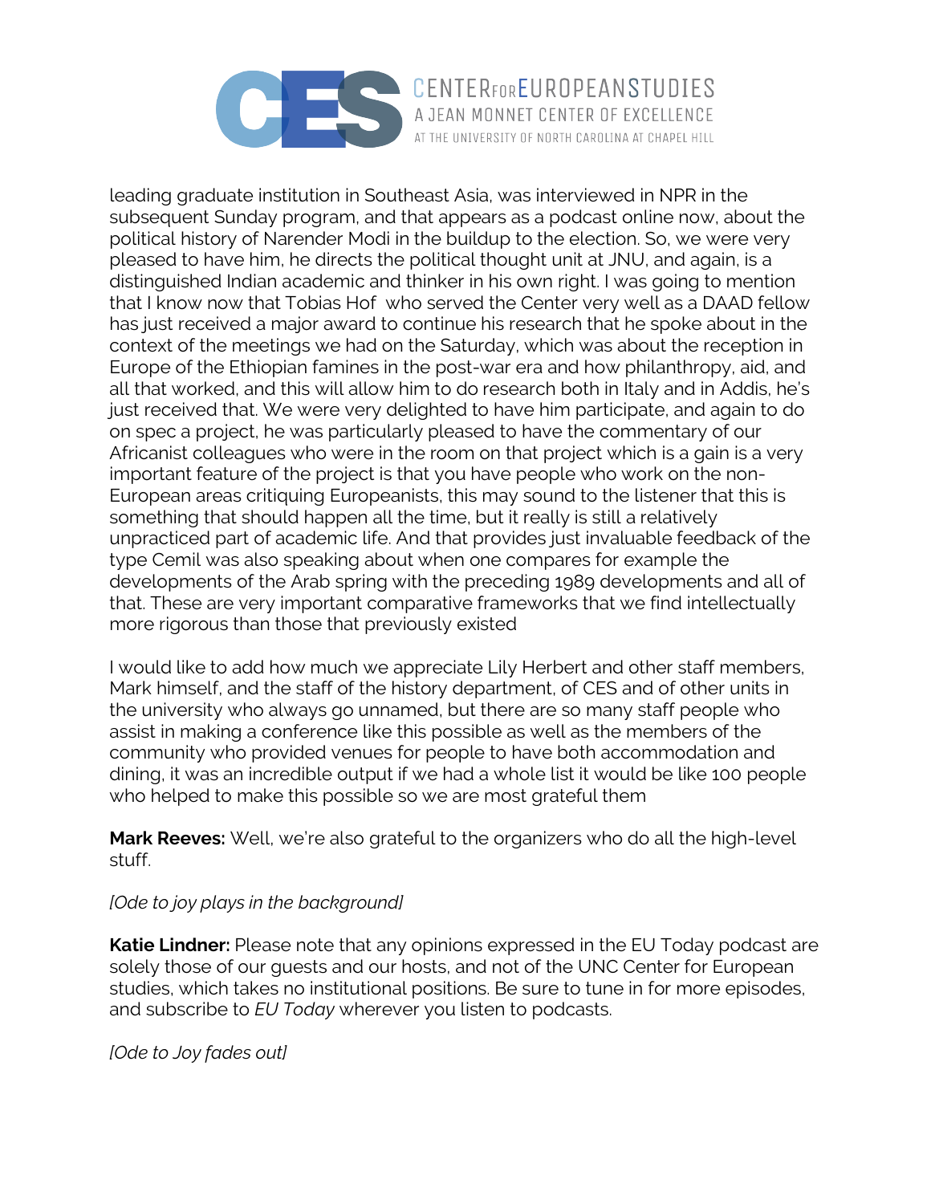leading graduate institution in Southeast Asia, was interviewed in NPR in the subsequent Sunday program, and that appears as a podcast online now, about the political history of Narender Modi in the buildup to the election. So, we were very pleased to have him, he directs the political thought unit at JNU, and again, is a distinguished Indian academic and thinker in his own right. I was going to mention that I know now that Tobias Hof who served the Center very well as a DAAD fellow has just received a major award to continue his research that he spoke about in the context of the meetings we had on the Saturday, which was about the reception in Europe of the Ethiopian famines in the post-war era and how philanthropy, aid, and all that worked, and this will allow him to do research both in Italy and in Addis, he's just received that. We were very delighted to have him participate, and again to do on spec a project, he was particularly pleased to have the commentary of our Africanist colleagues who were in the room on that project which is a gain is a very important feature of the project is that you have people who work on the non-European areas critiquing Europeanists, this may sound to the listener that this is something that should happen all the time, but it really is still a relatively unpracticed part of academic life. And that provides just invaluable feedback of the type Cemil was also speaking about when one compares for example the developments of the Arab spring with the preceding 1989 developments and all of that. These are very important comparative frameworks that we find intellectually more rigorous than those that previously existed

I would like to add how much we appreciate Lily Herbert and other staff members, Mark himself, and the staff of the history department, of CES and of other units in the university who always go unnamed, but there are so many staff people who assist in making a conference like this possible as well as the members of the community who provided venues for people to have both accommodation and dining, it was an incredible output if we had a whole list it would be like 100 people who helped to make this possible so we are most grateful them

**Mark Reeves:** Well, we're also grateful to the organizers who do all the high-level stuff.

*[Ode to joy plays in the background]*

**Katie Lindner:** Please note that any opinions expressed in the EU Today podcast are solely those of our guests and our hosts, and not of the UNC Center for European studies, which takes no institutional positions. Be sure to tune in for more episodes, and subscribe to *EU Today* wherever you listen to podcasts.

*[Ode to Joy fades out]*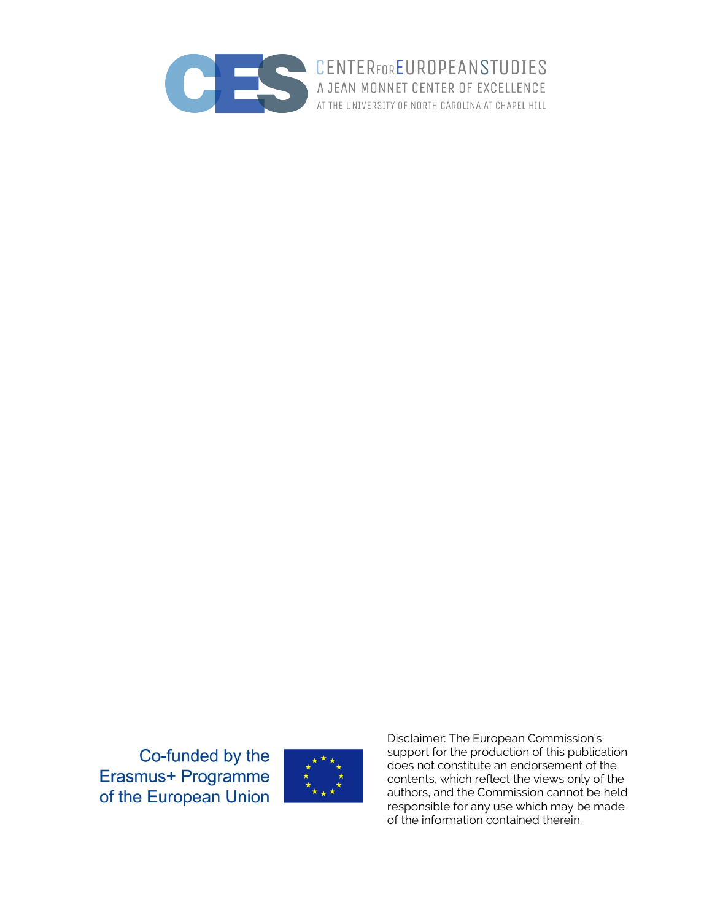CENTER FOR EUROPEAN STUDIES
A JEAN MONNET CENTER OF EXCELLENCE
AT THE UNIVERSITY OF NORTH CAROLINA AT CHAPEL HILL

Co-funded by the Erasmus+ Programme of the European Union

Disclaimer: The European Commission's support for the production of this publication does not constitute an endorsement of the contents, which reflect the views only of the authors, and the Commission cannot be held responsible for any use which may be made of the information contained therein.